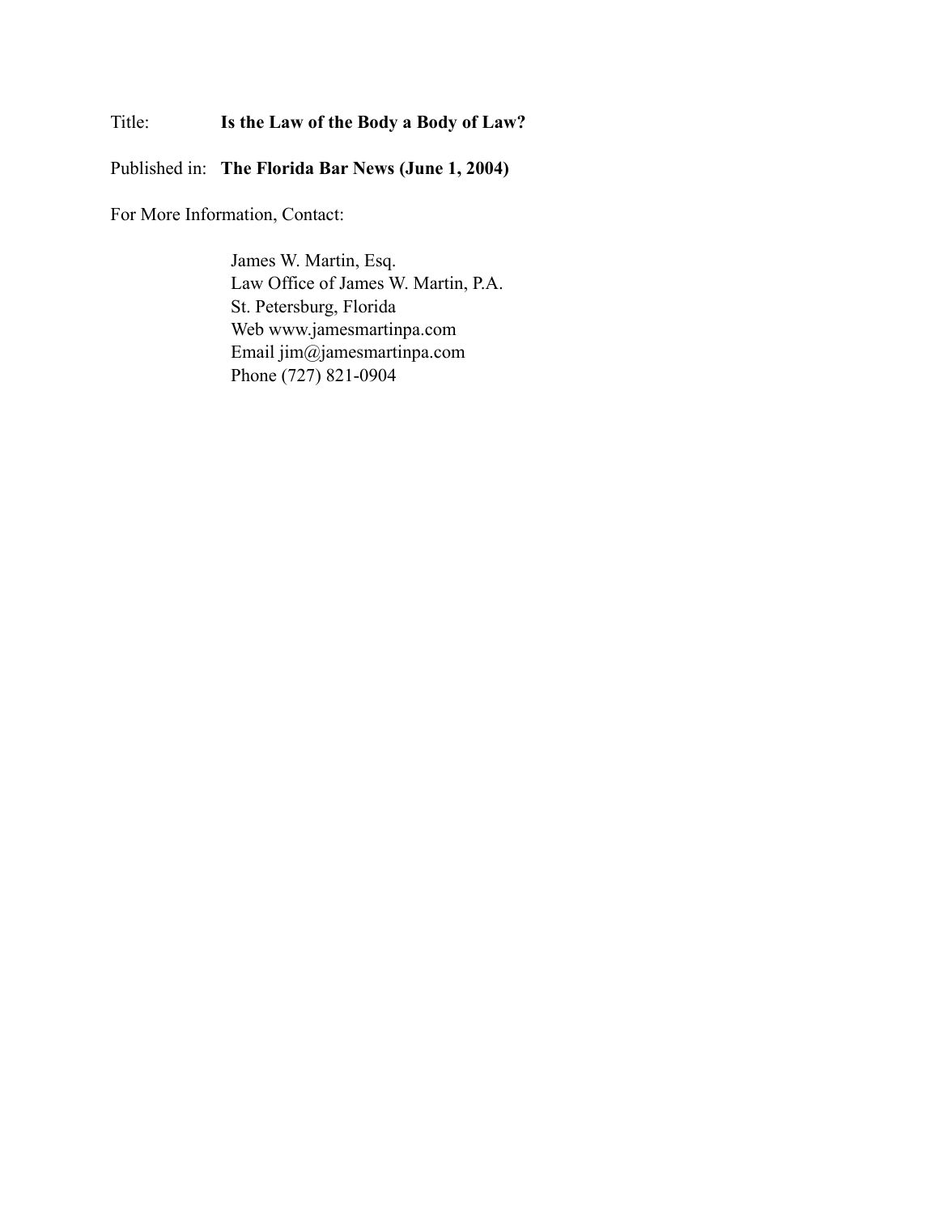Title: **Is the Law of the Body a Body of Law?**

Published in: **The Florida Bar News (June 1, 2004)**

For More Information, Contact:

James W. Martin, Esq.
Law Office of James W. Martin, P.A.
St. Petersburg, Florida
Web www.jamesmartinpa.com
Email jim@jamesmartinpa.com
Phone (727) 821-0904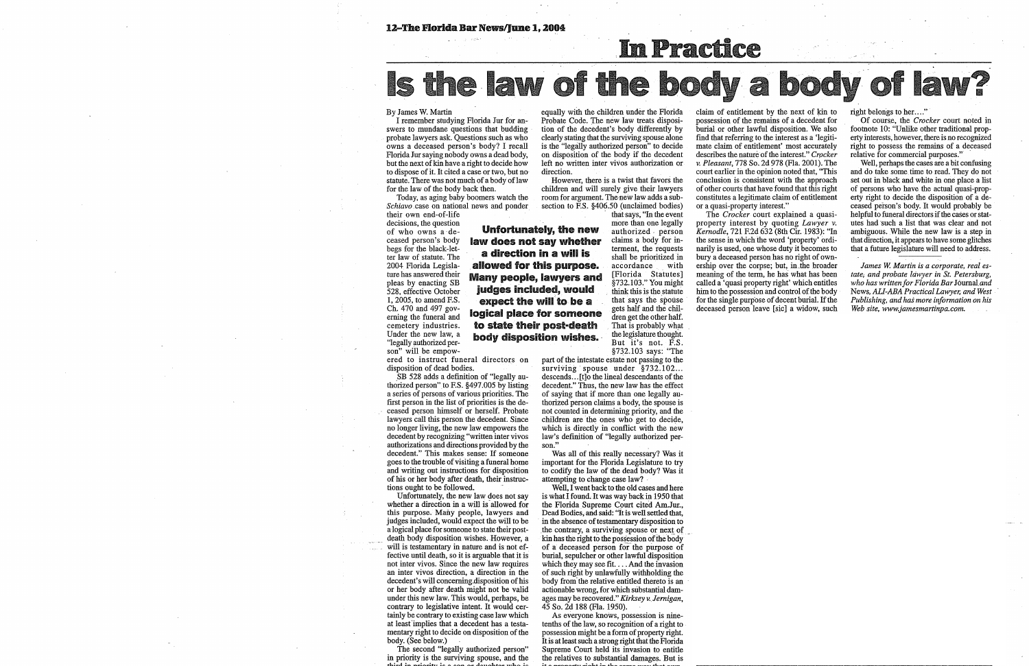# In Practice

# Is the law of the body a body of law?

By James W. Martin

I remember studying Florida Jur for answers to mundane questions that budding probate lawyers ask. Questions such as who owns a deceased person's body? I recall Florida Jur saying nobody owns a dead body, but the next of kin have a right to decide how to dispose of it. It cited a case or two, but no statute. There was not much of a body of law for the law of the body back then.

Today, as aging baby boomers watch the *Schiavo* case on national news and ponder their own end-of-life decisions, the question of who owns a deceased person's body begs for the black-letter law of statute. The 2004 Florida Legislature has answered their pleas by enacting SB 528, effective October 1, 2005, to amend F.S. Ch. 470 and 497 governing the funeral and cemetery industries. Under the new law, a "legally authorized person" will be empowered to instruct funeral directors on disposition of dead bodies.

SB 528 adds a definition of "legally authorized person" to F.S. §497.005 by listing a series of persons of various priorities. The first person in the list of priorities is the deceased person himself or herself. Probate lawyers call this person the decedent. Since no longer living, the new law empowers the decedent by recognizing "written inter vivos authorizations and directions provided by the decedent." This makes sense: If someone goes to the trouble of visiting a funeral home and writing out instructions for disposition of his or her body after death, their instructions ought to be followed.

Unfortunately, the new law does not say whether a direction in a will is allowed for this purpose. Many people, lawyers and judges included, would expect the will to be a logical place for someone to state their post-death body disposition wishes. However, a will is testamentary in nature and is not effective until death, so it is arguable that it is not inter vivos. Since the new law requires an inter vivos direction, a direction in the decedent's will concerning disposition of his or her body after death might not be valid under this new law. This would, perhaps, be contrary to legislative intent. It would certainly be contrary to existing case law which at least implies that a decedent has a testamentary right to decide on disposition of the body. (See below.)

**Unfortunately, the new law does not say whether a direction in a will is allowed for this purpose. Many people, lawyers and judges included, would expect the will to be a logical place for someone to state their post-death body disposition wishes.**

The second "legally authorized person" in priority is the surviving spouse, and the third in priority is a son or daughter who is equally with the children under the Florida Probate Code. The new law treats disposition of the decedent's body differently by clearly stating that the surviving spouse alone is the "legally authorized person" to decide on disposition of the body if the decedent left no written inter vivos authorization or direction.

However, there is a twist that favors the children and will surely give their lawyers room for argument. The new law adds a subsection to F.S. §406.50 (unclaimed bodies) that says, "In the event more than one legally authorized person claims a body for interment, the requests shall be prioritized in accordance with [Florida Statutes] §732.103." You might think this is the statute that says the spouse gets half and the children get the other half. That is probably what the legislature thought. But it's not. F.S. §732.103 says: "The part of the intestate estate not passing to the surviving spouse under §732.102... descends...[t]o the lineal descendants of the decedent." Thus, the new law has the effect of saying that if more than one legally authorized person claims a body, the spouse is not counted in determining priority, and the children are the ones who get to decide, which is directly in conflict with the new law's definition of "legally authorized person."

Was all of this really necessary? Was it important for the Florida Legislature to try to codify the law of the dead body? Was it attempting to change case law?

Well, I went back to the old cases and here is what I found. It was way back in 1950 that the Florida Supreme Court cited Am.Jur., Dead Bodies, and said: "It is well settled that, in the absence of testamentary disposition to the contrary, a surviving spouse or next of kin has the right to the possession of the body of a deceased person for the purpose of burial, sepulcher or other lawful disposition which they may see fit. . . . And the invasion of such right by unlawfully withholding the body from the relative entitled thereto is an actionable wrong, for which substantial damages may be recovered." *Kirksey v. Jernigan*, 45 So. 2d 188 (Fla. 1950).

As everyone knows, possession is nine-tenths of the law, so recognition of a right to possession might be a form of property right. It is at least such a strong right that the Florida Supreme Court held its invasion to entitle the relatives to substantial damages. But is it a property right in the same way that own- claim of entitlement by the next of kin to possession of the remains of a decedent for burial or other lawful disposition. We also find that referring to the interest as a 'legitimate claim of entitlement' most accurately describes the nature of the interest." *Crocker v. Pleasant*, 778 So. 2d 978 (Fla. 2001). The court earlier in the opinion noted that, "This conclusion is consistent with the approach of other courts that have found that this right constitutes a legitimate claim of entitlement or a quasi-property interest."

The *Crocker* court explained a quasi-property interest by quoting *Lawyer v. Kernodle*, 721 F.2d 632 (8th Cir. 1983): "In the sense in which the word 'property' ordinarily is used, one whose duty it becomes to bury a deceased person has no right of ownership over the corpse; but, in the broader meaning of the term, he has what has been called a 'quasi property right' which entitles him to the possession and control of the body for the single purpose of decent burial. If the deceased person leave [sic] a widow, such right belongs to her…."

Of course, the *Crocker* court noted in footnote 10: "Unlike other traditional property interests, however, there is no recognized right to possess the remains of a deceased relative for commercial purposes."

Well, perhaps the cases are a bit confusing and do take some time to read. They do not set out in black and white in one place a list of persons who have the actual quasi-property right to decide the disposition of a deceased person's body. It would probably be helpful to funeral directors if the cases or statutes had such a list that was clear and not ambiguous. While the new law is a step in that direction, it appears to have some glitches that a future legislature will need to address.

*James W. Martin is a corporate, real estate, and probate lawyer in St. Petersburg, who has written for Florida Bar Journal and News, ALI-ABA Practical Lawyer, and West Publishing, and has more information on his Web site, www.jamesmartinpa.com.*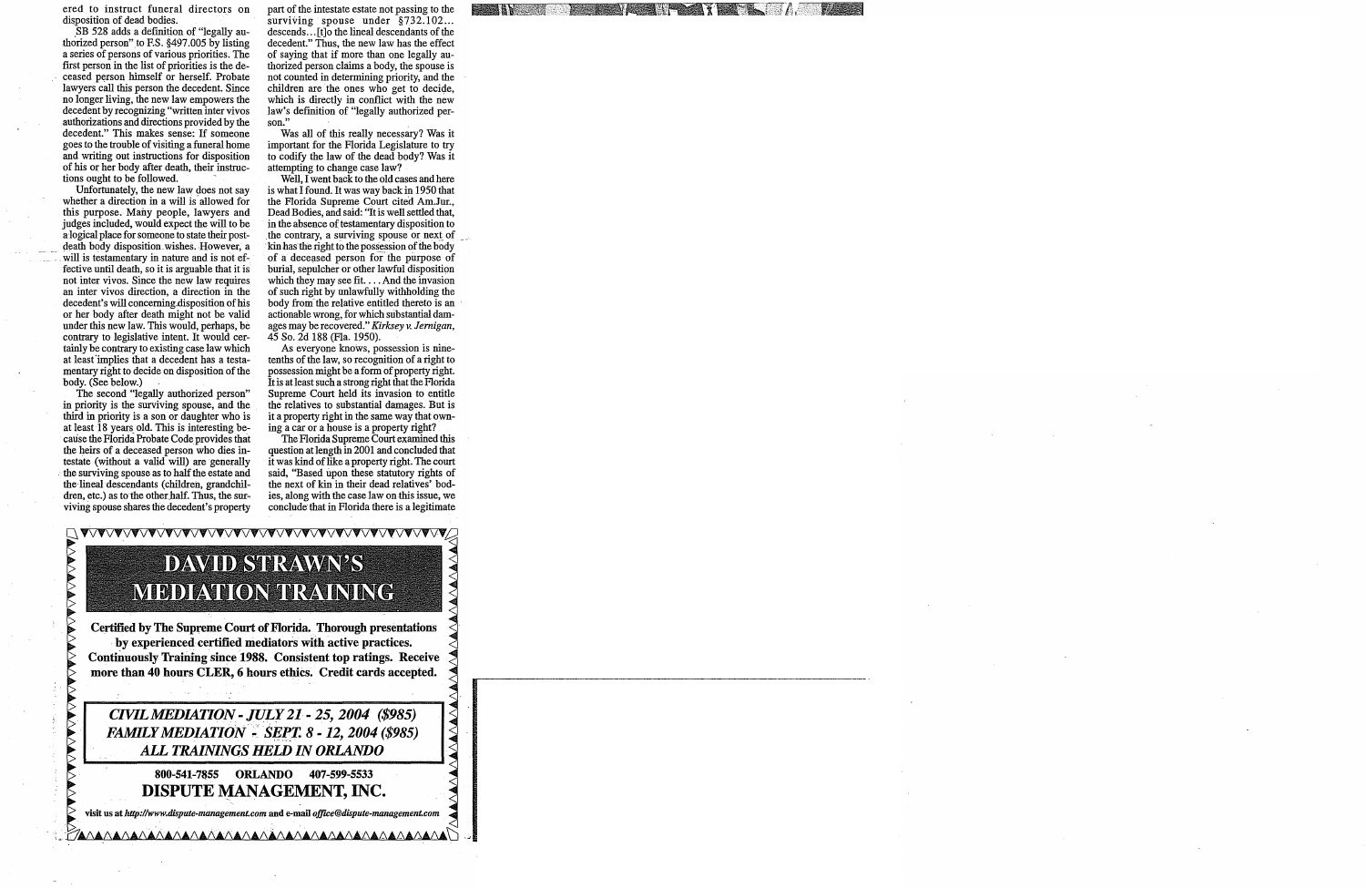ered to instruct funeral directors on disposition of dead bodies.

SB 528 adds a definition of "legally authorized person" to F.S. §497.005 by listing a series of persons of various priorities. The first person in the list of priorities is the deceased person himself or herself. Probate lawyers call this person the decedent. Since no longer living, the new law empowers the decedent by recognizing "written inter vivos authorizations and directions provided by the decedent." This makes sense: If someone goes to the trouble of visiting a funeral home and writing out instructions for disposition of his or her body after death, their instructions ought to be followed.

Unfortunately, the new law does not say whether a direction in a will is allowed for this purpose. Many people, lawyers and judges included, would expect the will to be a logical place for someone to state their post-death body disposition wishes. However, a will is testamentary in nature and is not effective until death, so it is arguable that it is not inter vivos. Since the new law requires an inter vivos direction, a direction in the decedent's will concerning disposition of his or her body after death might not be valid under this new law. This would, perhaps, be contrary to legislative intent. It would certainly be contrary to existing case law which at least implies that a decedent has a testamentary right to decide on disposition of the body. (See below.)

The second "legally authorized person" in priority is the surviving spouse, and the third in priority is a son or daughter who is at least 18 years old. This is interesting because the Florida Probate Code provides that the heirs of a deceased person who dies intestate (without a valid will) are generally the surviving spouse as to half the estate and the lineal descendants (children, grandchildren, etc.) as to the other half. Thus, the surviving spouse shares the decedent's property part of the intestate estate not passing to the surviving spouse under §732.102... descends...[t]o the lineal descendants of the decedent." Thus, the new law has the effect of saying that if more than one legally authorized person claims a body, the spouse is not counted in determining priority, and the children are the ones who get to decide, which is directly in conflict with the new law's definition of "legally authorized person."

Was all of this really necessary? Was it important for the Florida Legislature to try to codify the law of the dead body? Was it attempting to change case law?

Well, I went back to the old cases and here is what I found. It was way back in 1950 that the Florida Supreme Court cited Am.Jur., Dead Bodies, and said: "It is well settled that, in the absence of testamentary disposition to the contrary, a surviving spouse or next of kin has the right to the possession of the body of a deceased person for the purpose of burial, sepulcher or other lawful disposition which they may see fit.... And the invasion of such right by unlawfully withholding the body from the relative entitled thereto is an actionable wrong, for which substantial damages may be recovered." *Kirksey v. Jernigan*, 45 So. 2d 188 (Fla. 1950).

As everyone knows, possession is nine-tenths of the law, so recognition of a right to possession might be a form of property right. It is at least such a strong right that the Florida Supreme Court held its invasion to entitle the relatives to substantial damages. But is it a property right in the same way that owning a car or a house is a property right?

The Florida Supreme Court examined this question at length in 2001 and concluded that it was kind of like a property right. The court said, "Based upon these statutory rights of the next of kin in their dead relatives' bodies, along with the case law on this issue, we conclude that in Florida there is a legitimate

---

# DAVID STRAWN'S MEDIATION TRAINING

**Certified by The Supreme Court of Florida. Thorough presentations by experienced certified mediators with active practices. Continuously Training since 1988. Consistent top ratings. Receive more than 40 hours CLER, 6 hours ethics. Credit cards accepted.**

***CIVIL MEDIATION - JULY 21 - 25, 2004 ($985)***
***FAMILY MEDIATION - SEPT. 8 - 12, 2004 ($985)***
***ALL TRAININGS HELD IN ORLANDO***

**800-541-7855 ORLANDO 407-599-5533**

**DISPUTE MANAGEMENT, INC.**

**visit us at *http://www.dispute-management.com* and e-mail *office@dispute-management.com***